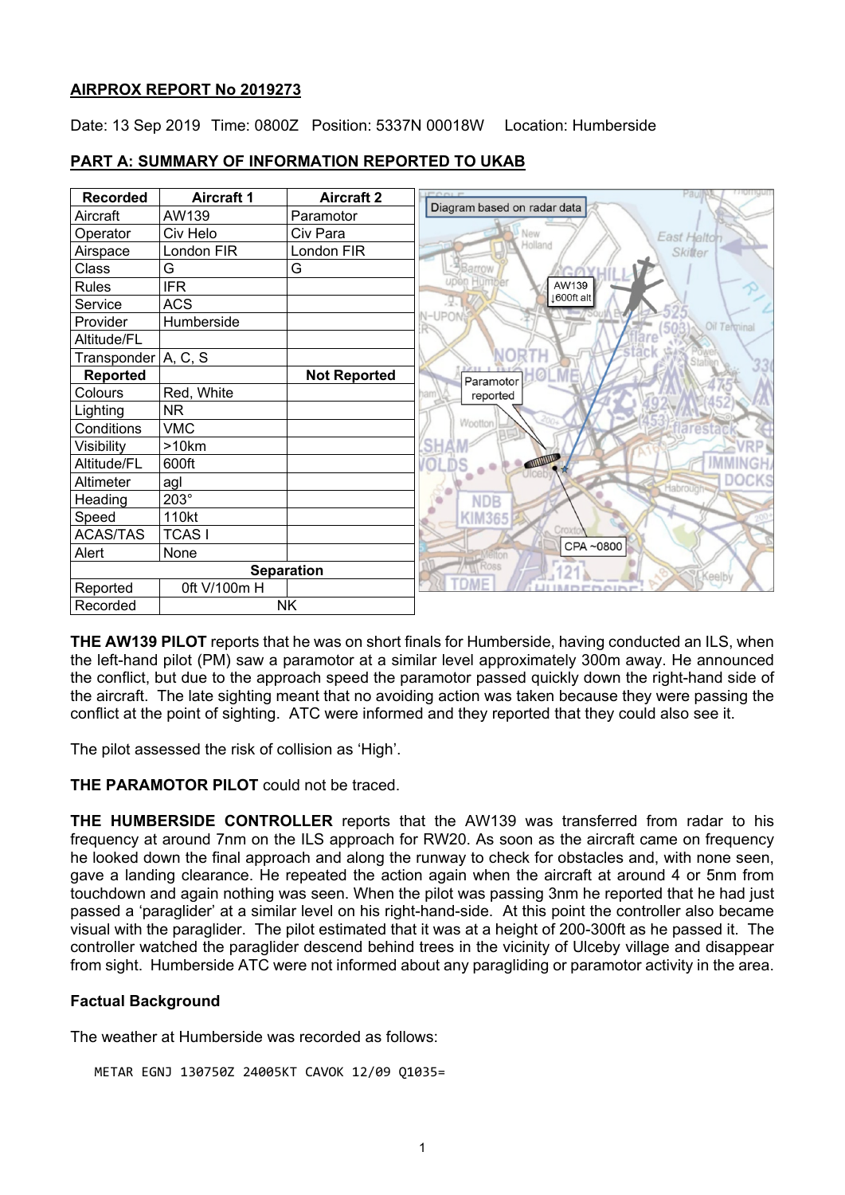# AIRPROX REPORT No 2019273

Date: 13 Sep 2019 Time: 0800Z Position: 5337N 00018W Location: Humberside

## PART A: SUMMARY OF INFORMATION REPORTED TO UKAB

| Recorded | Aircraft 1 | Aircraft 2 |
|---|---|---|
| Aircraft | AW139 | Paramotor |
| Operator | Civ Helo | Civ Para |
| Airspace | London FIR | London FIR |
| Class | G | G |
| Rules | IFR | |
| Service | ACS | |
| Provider | Humberside | |
| Altitude/FL | | |
| Transponder | A, C, S | |
| **Reported** | | **Not Reported** |
| Colours | Red, White | |
| Lighting | NR | |
| Conditions | VMC | |
| Visibility | >10km | |
| Altitude/FL | 600ft | |
| Altimeter | agl | |
| Heading | 203° | |
| Speed | 110kt | |
| ACAS/TAS | TCAS I | |
| Alert | None | |
| **Separation** | | |
| Reported | 0ft V/100m H | |
| Recorded | NK | |

Diagram based on radar data

**THE AW139 PILOT** reports that he was on short finals for Humberside, having conducted an ILS, when the left-hand pilot (PM) saw a paramotor at a similar level approximately 300m away. He announced the conflict, but due to the approach speed the paramotor passed quickly down the right-hand side of the aircraft. The late sighting meant that no avoiding action was taken because they were passing the conflict at the point of sighting. ATC were informed and they reported that they could also see it.

The pilot assessed the risk of collision as 'High'.

**THE PARAMOTOR PILOT** could not be traced.

**THE HUMBERSIDE CONTROLLER** reports that the AW139 was transferred from radar to his frequency at around 7nm on the ILS approach for RW20. As soon as the aircraft came on frequency he looked down the final approach and along the runway to check for obstacles and, with none seen, gave a landing clearance. He repeated the action again when the aircraft at around 4 or 5nm from touchdown and again nothing was seen. When the pilot was passing 3nm he reported that he had just passed a 'paraglider' at a similar level on his right-hand-side. At this point the controller also became visual with the paraglider. The pilot estimated that it was at a height of 200-300ft as he passed it. The controller watched the paraglider descend behind trees in the vicinity of Ulceby village and disappear from sight. Humberside ATC were not informed about any paragliding or paramotor activity in the area.

### Factual Background

The weather at Humberside was recorded as follows:

```
METAR EGNJ 130750Z 24005KT CAVOK 12/09 Q1035=
```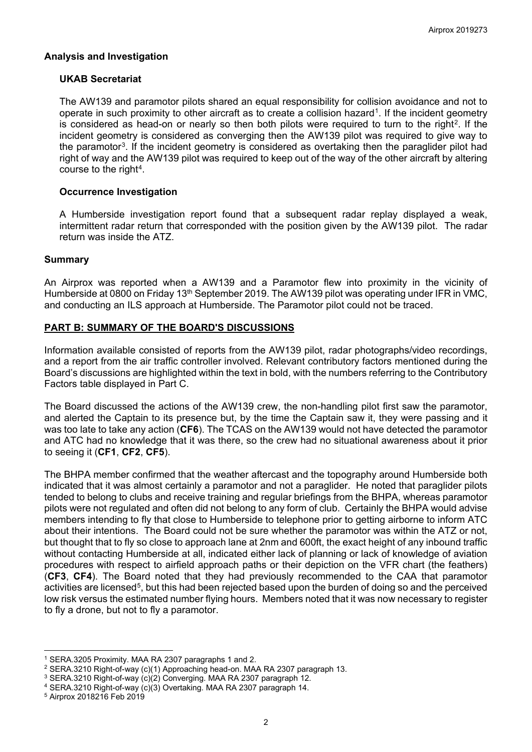## Analysis and Investigation

### UKAB Secretariat

The AW139 and paramotor pilots shared an equal responsibility for collision avoidance and not to operate in such proximity to other aircraft as to create a collision hazard[1]. If the incident geometry is considered as head-on or nearly so then both pilots were required to turn to the right[2]. If the incident geometry is considered as converging then the AW139 pilot was required to give way to the paramotor[3]. If the incident geometry is considered as overtaking then the paraglider pilot had right of way and the AW139 pilot was required to keep out of the way of the other aircraft by altering course to the right[4].

### Occurrence Investigation

A Humberside investigation report found that a subsequent radar replay displayed a weak, intermittent radar return that corresponded with the position given by the AW139 pilot. The radar return was inside the ATZ.

## Summary

An Airprox was reported when a AW139 and a Paramotor flew into proximity in the vicinity of Humberside at 0800 on Friday 13th September 2019. The AW139 pilot was operating under IFR in VMC, and conducting an ILS approach at Humberside. The Paramotor pilot could not be traced.

## PART B: SUMMARY OF THE BOARD'S DISCUSSIONS

Information available consisted of reports from the AW139 pilot, radar photographs/video recordings, and a report from the air traffic controller involved. Relevant contributory factors mentioned during the Board's discussions are highlighted within the text in bold, with the numbers referring to the Contributory Factors table displayed in Part C.

The Board discussed the actions of the AW139 crew, the non-handling pilot first saw the paramotor, and alerted the Captain to its presence but, by the time the Captain saw it, they were passing and it was too late to take any action (**CF6**). The TCAS on the AW139 would not have detected the paramotor and ATC had no knowledge that it was there, so the crew had no situational awareness about it prior to seeing it (**CF1**, **CF2**, **CF5**).

The BHPA member confirmed that the weather aftercast and the topography around Humberside both indicated that it was almost certainly a paramotor and not a paraglider. He noted that paraglider pilots tended to belong to clubs and receive training and regular briefings from the BHPA, whereas paramotor pilots were not regulated and often did not belong to any form of club. Certainly the BHPA would advise members intending to fly that close to Humberside to telephone prior to getting airborne to inform ATC about their intentions. The Board could not be sure whether the paramotor was within the ATZ or not, but thought that to fly so close to approach lane at 2nm and 600ft, the exact height of any inbound traffic without contacting Humberside at all, indicated either lack of planning or lack of knowledge of aviation procedures with respect to airfield approach paths or their depiction on the VFR chart (the feathers) (**CF3**, **CF4**). The Board noted that they had previously recommended to the CAA that paramotor activities are licensed[5], but this had been rejected based upon the burden of doing so and the perceived low risk versus the estimated number flying hours. Members noted that it was now necessary to register to fly a drone, but not to fly a paramotor.

---

[1] SERA.3205 Proximity. MAA RA 2307 paragraphs 1 and 2.

[2] SERA.3210 Right-of-way (c)(1) Approaching head-on. MAA RA 2307 paragraph 13.

[3] SERA.3210 Right-of-way (c)(2) Converging. MAA RA 2307 paragraph 12.

[4] SERA.3210 Right-of-way (c)(3) Overtaking. MAA RA 2307 paragraph 14.

[5] Airprox 2018216 Feb 2019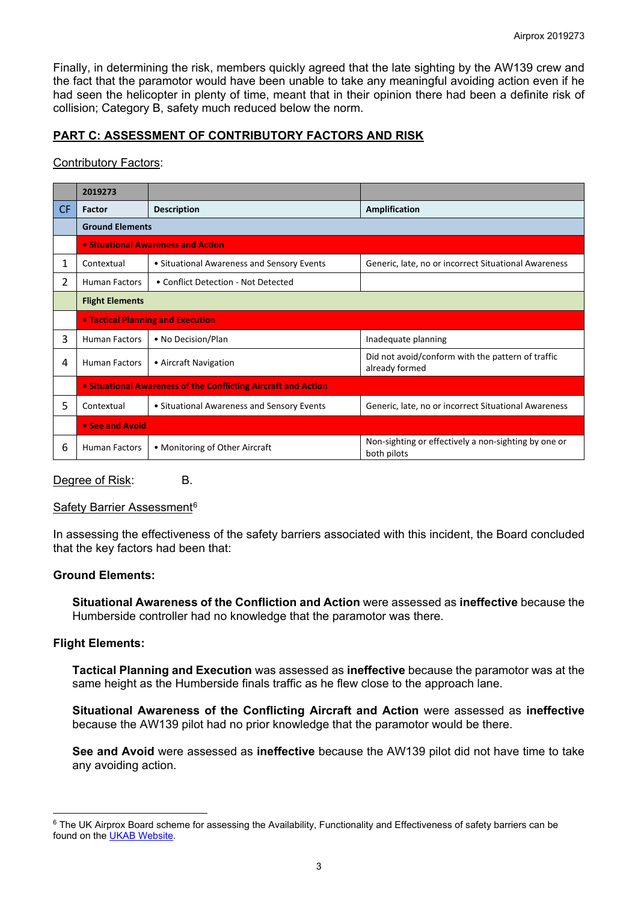Finally, in determining the risk, members quickly agreed that the late sighting by the AW139 crew and the fact that the paramotor would have been unable to take any meaningful avoiding action even if he had seen the helicopter in plenty of time, meant that in their opinion there had been a definite risk of collision; Category B, safety much reduced below the norm.

## PART C: ASSESSMENT OF CONTRIBUTORY FACTORS AND RISK

Contributory Factors:

| | 2019273 | | |
|---|---|---|---|
| CF | Factor | Description | Amplification |
| | **Ground Elements** | | |
| | **• Situational Awareness and Action** | | |
| 1 | Contextual | • Situational Awareness and Sensory Events | Generic, late, no or incorrect Situational Awareness |
| 2 | Human Factors | • Conflict Detection - Not Detected | |
| | **Flight Elements** | | |
| | **• Tactical Planning and Execution** | | |
| 3 | Human Factors | • No Decision/Plan | Inadequate planning |
| 4 | Human Factors | • Aircraft Navigation | Did not avoid/conform with the pattern of traffic already formed |
| | **• Situational Awareness of the Conflicting Aircraft and Action** | | |
| 5 | Contextual | • Situational Awareness and Sensory Events | Generic, late, no or incorrect Situational Awareness |
| | **• See and Avoid** | | |
| 6 | Human Factors | • Monitoring of Other Aircraft | Non-sighting or effectively a non-sighting by one or both pilots |

Degree of Risk: B.

Safety Barrier Assessment[6]

In assessing the effectiveness of the safety barriers associated with this incident, the Board concluded that the key factors had been that:

**Ground Elements:**

**Situational Awareness of the Confliction and Action** were assessed as **ineffective** because the Humberside controller had no knowledge that the paramotor was there.

**Flight Elements:**

**Tactical Planning and Execution** was assessed as **ineffective** because the paramotor was at the same height as the Humberside finals traffic as he flew close to the approach lane.

**Situational Awareness of the Conflicting Aircraft and Action** were assessed as **ineffective** because the AW139 pilot had no prior knowledge that the paramotor would be there.

**See and Avoid** were assessed as **ineffective** because the AW139 pilot did not have time to take any avoiding action.

[6] The UK Airprox Board scheme for assessing the Availability, Functionality and Effectiveness of safety barriers can be found on the UKAB Website.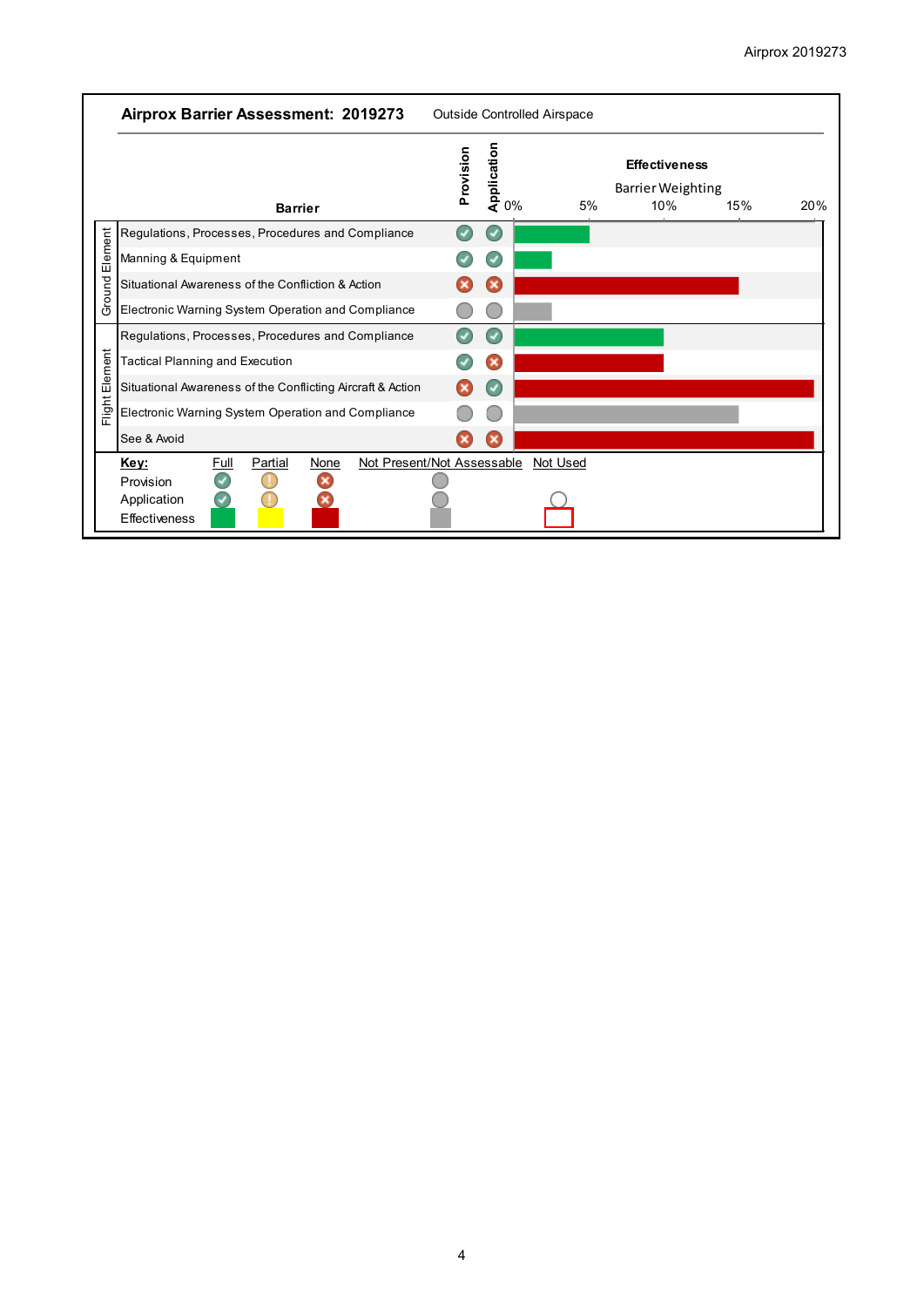## Airprox Barrier Assessment: 2019273

Outside Controlled Airspace

Barrier | Provision | Application | Effectiveness — Barrier Weighting: 0% 5% 10% 15% 20%

Ground Element
- Regulations, Processes, Procedures and Compliance
- Manning & Equipment
- Situational Awareness of the Confliction & Action
- Electronic Warning System Operation and Compliance

Flight Element
- Regulations, Processes, Procedures and Compliance
- Tactical Planning and Execution
- Situational Awareness of the Conflicting Aircraft & Action
- Electronic Warning System Operation and Compliance
- See & Avoid

Key: Full | Partial | None | Not Present/Not Assessable | Not Used

Provision

Application

Effectiveness